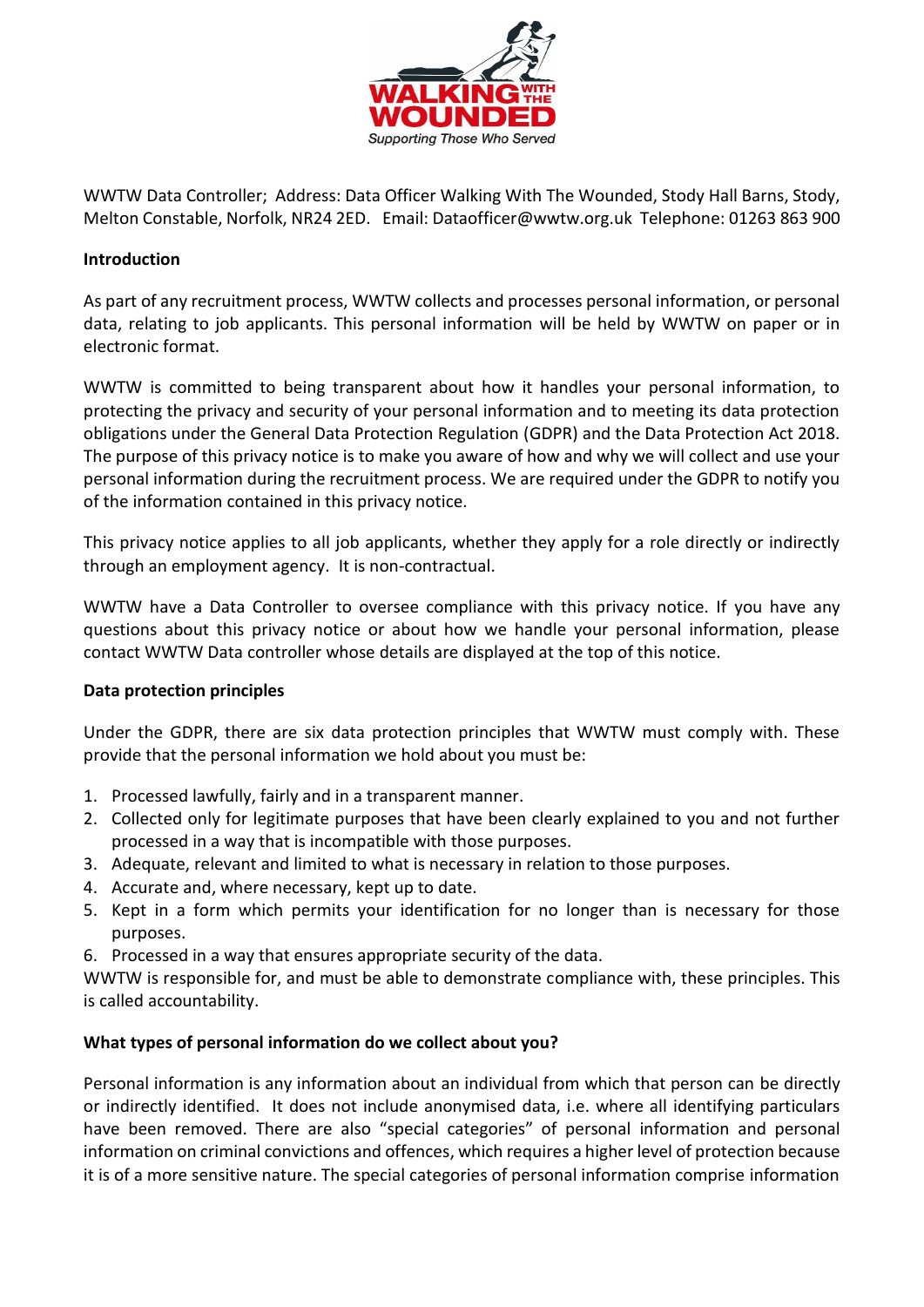WWTW Data Controller; Address: Data Officer Walking With The Wounded, Stody Hall Barns, Stody, Melton Constable, Norfolk, NR24 2ED. Email: Dataofficer@wwtw.org.uk Telephone: 01263 863 900

**Introduction**

As part of any recruitment process, WWTW collects and processes personal information, or personal data, relating to job applicants. This personal information will be held by WWTW on paper or in electronic format.

WWTW is committed to being transparent about how it handles your personal information, to protecting the privacy and security of your personal information and to meeting its data protection obligations under the General Data Protection Regulation (GDPR) and the Data Protection Act 2018. The purpose of this privacy notice is to make you aware of how and why we will collect and use your personal information during the recruitment process. We are required under the GDPR to notify you of the information contained in this privacy notice.

This privacy notice applies to all job applicants, whether they apply for a role directly or indirectly through an employment agency. It is non-contractual.

WWTW have a Data Controller to oversee compliance with this privacy notice. If you have any questions about this privacy notice or about how we handle your personal information, please contact WWTW Data controller whose details are displayed at the top of this notice.

**Data protection principles**

Under the GDPR, there are six data protection principles that WWTW must comply with. These provide that the personal information we hold about you must be:

1. Processed lawfully, fairly and in a transparent manner.
2. Collected only for legitimate purposes that have been clearly explained to you and not further processed in a way that is incompatible with those purposes.
3. Adequate, relevant and limited to what is necessary in relation to those purposes.
4. Accurate and, where necessary, kept up to date.
5. Kept in a form which permits your identification for no longer than is necessary for those purposes.
6. Processed in a way that ensures appropriate security of the data.

WWTW is responsible for, and must be able to demonstrate compliance with, these principles. This is called accountability.

**What types of personal information do we collect about you?**

Personal information is any information about an individual from which that person can be directly or indirectly identified. It does not include anonymised data, i.e. where all identifying particulars have been removed. There are also "special categories" of personal information and personal information on criminal convictions and offences, which requires a higher level of protection because it is of a more sensitive nature. The special categories of personal information comprise information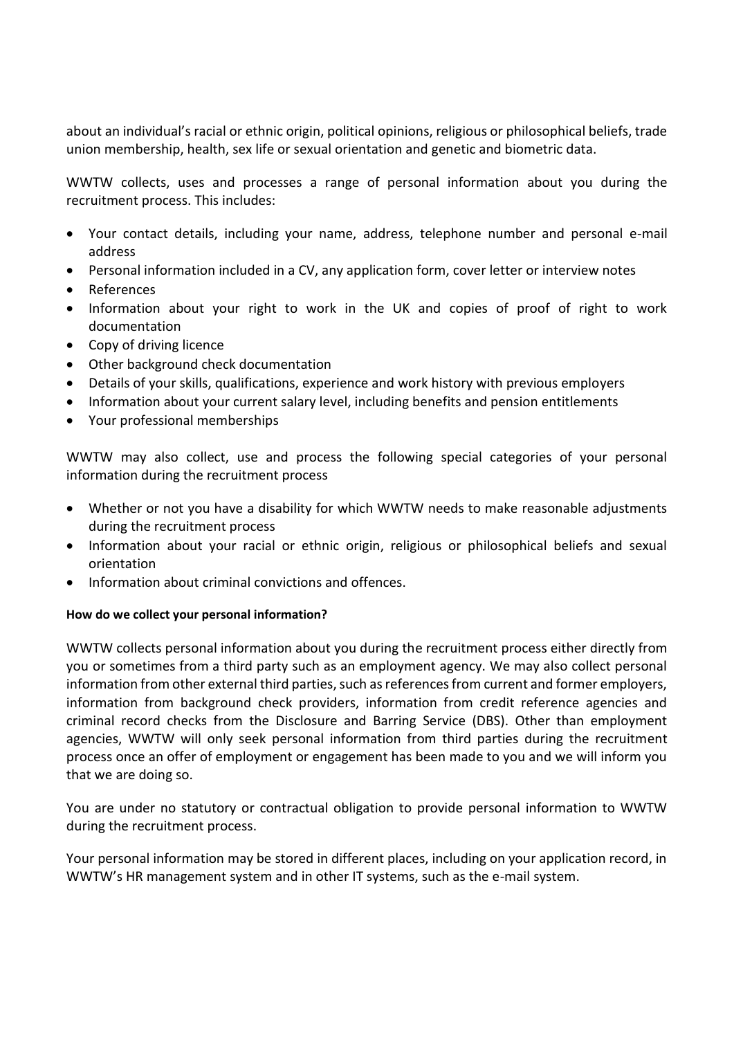about an individual's racial or ethnic origin, political opinions, religious or philosophical beliefs, trade union membership, health, sex life or sexual orientation and genetic and biometric data.

WWTW collects, uses and processes a range of personal information about you during the recruitment process. This includes:

- Your contact details, including your name, address, telephone number and personal e-mail address
- Personal information included in a CV, any application form, cover letter or interview notes
- References
- Information about your right to work in the UK and copies of proof of right to work documentation
- Copy of driving licence
- Other background check documentation
- Details of your skills, qualifications, experience and work history with previous employers
- Information about your current salary level, including benefits and pension entitlements
- Your professional memberships

WWTW may also collect, use and process the following special categories of your personal information during the recruitment process

- Whether or not you have a disability for which WWTW needs to make reasonable adjustments during the recruitment process
- Information about your racial or ethnic origin, religious or philosophical beliefs and sexual orientation
- Information about criminal convictions and offences.

**How do we collect your personal information?**

WWTW collects personal information about you during the recruitment process either directly from you or sometimes from a third party such as an employment agency. We may also collect personal information from other external third parties, such as references from current and former employers, information from background check providers, information from credit reference agencies and criminal record checks from the Disclosure and Barring Service (DBS). Other than employment agencies, WWTW will only seek personal information from third parties during the recruitment process once an offer of employment or engagement has been made to you and we will inform you that we are doing so.

You are under no statutory or contractual obligation to provide personal information to WWTW during the recruitment process.

Your personal information may be stored in different places, including on your application record, in WWTW's HR management system and in other IT systems, such as the e-mail system.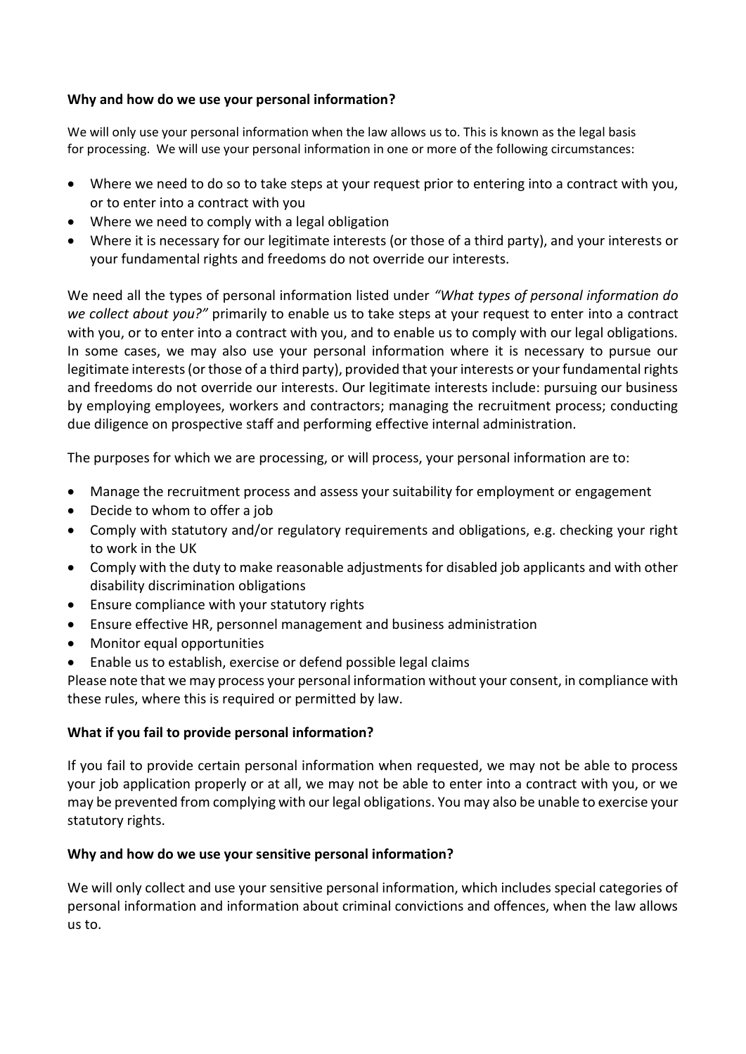**Why and how do we use your personal information?**

We will only use your personal information when the law allows us to. This is known as the legal basis for processing. We will use your personal information in one or more of the following circumstances:

- Where we need to do so to take steps at your request prior to entering into a contract with you, or to enter into a contract with you
- Where we need to comply with a legal obligation
- Where it is necessary for our legitimate interests (or those of a third party), and your interests or your fundamental rights and freedoms do not override our interests.

We need all the types of personal information listed under *"What types of personal information do we collect about you?"* primarily to enable us to take steps at your request to enter into a contract with you, or to enter into a contract with you, and to enable us to comply with our legal obligations. In some cases, we may also use your personal information where it is necessary to pursue our legitimate interests (or those of a third party), provided that your interests or your fundamental rights and freedoms do not override our interests. Our legitimate interests include: pursuing our business by employing employees, workers and contractors; managing the recruitment process; conducting due diligence on prospective staff and performing effective internal administration.

The purposes for which we are processing, or will process, your personal information are to:

- Manage the recruitment process and assess your suitability for employment or engagement
- Decide to whom to offer a job
- Comply with statutory and/or regulatory requirements and obligations, e.g. checking your right to work in the UK
- Comply with the duty to make reasonable adjustments for disabled job applicants and with other disability discrimination obligations
- Ensure compliance with your statutory rights
- Ensure effective HR, personnel management and business administration
- Monitor equal opportunities
- Enable us to establish, exercise or defend possible legal claims

Please note that we may process your personal information without your consent, in compliance with these rules, where this is required or permitted by law.

**What if you fail to provide personal information?**

If you fail to provide certain personal information when requested, we may not be able to process your job application properly or at all, we may not be able to enter into a contract with you, or we may be prevented from complying with our legal obligations. You may also be unable to exercise your statutory rights.

**Why and how do we use your sensitive personal information?**

We will only collect and use your sensitive personal information, which includes special categories of personal information and information about criminal convictions and offences, when the law allows us to.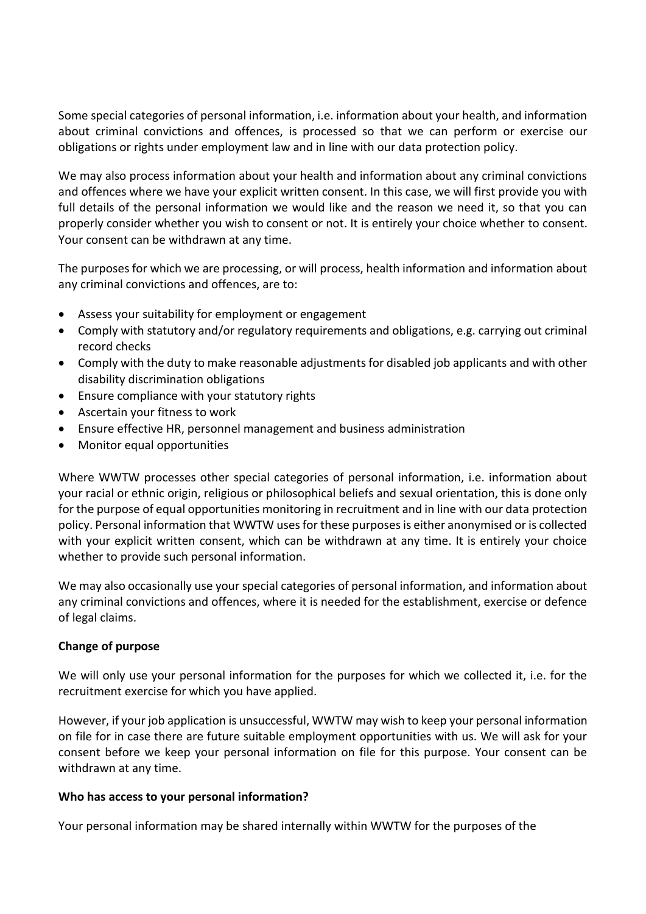Some special categories of personal information, i.e. information about your health, and information about criminal convictions and offences, is processed so that we can perform or exercise our obligations or rights under employment law and in line with our data protection policy.

We may also process information about your health and information about any criminal convictions and offences where we have your explicit written consent. In this case, we will first provide you with full details of the personal information we would like and the reason we need it, so that you can properly consider whether you wish to consent or not. It is entirely your choice whether to consent. Your consent can be withdrawn at any time.

The purposes for which we are processing, or will process, health information and information about any criminal convictions and offences, are to:

- Assess your suitability for employment or engagement
- Comply with statutory and/or regulatory requirements and obligations, e.g. carrying out criminal record checks
- Comply with the duty to make reasonable adjustments for disabled job applicants and with other disability discrimination obligations
- Ensure compliance with your statutory rights
- Ascertain your fitness to work
- Ensure effective HR, personnel management and business administration
- Monitor equal opportunities

Where WWTW processes other special categories of personal information, i.e. information about your racial or ethnic origin, religious or philosophical beliefs and sexual orientation, this is done only for the purpose of equal opportunities monitoring in recruitment and in line with our data protection policy. Personal information that WWTW uses for these purposes is either anonymised or is collected with your explicit written consent, which can be withdrawn at any time. It is entirely your choice whether to provide such personal information.

We may also occasionally use your special categories of personal information, and information about any criminal convictions and offences, where it is needed for the establishment, exercise or defence of legal claims.

**Change of purpose**

We will only use your personal information for the purposes for which we collected it, i.e. for the recruitment exercise for which you have applied.

However, if your job application is unsuccessful, WWTW may wish to keep your personal information on file for in case there are future suitable employment opportunities with us. We will ask for your consent before we keep your personal information on file for this purpose. Your consent can be withdrawn at any time.

**Who has access to your personal information?**

Your personal information may be shared internally within WWTW for the purposes of the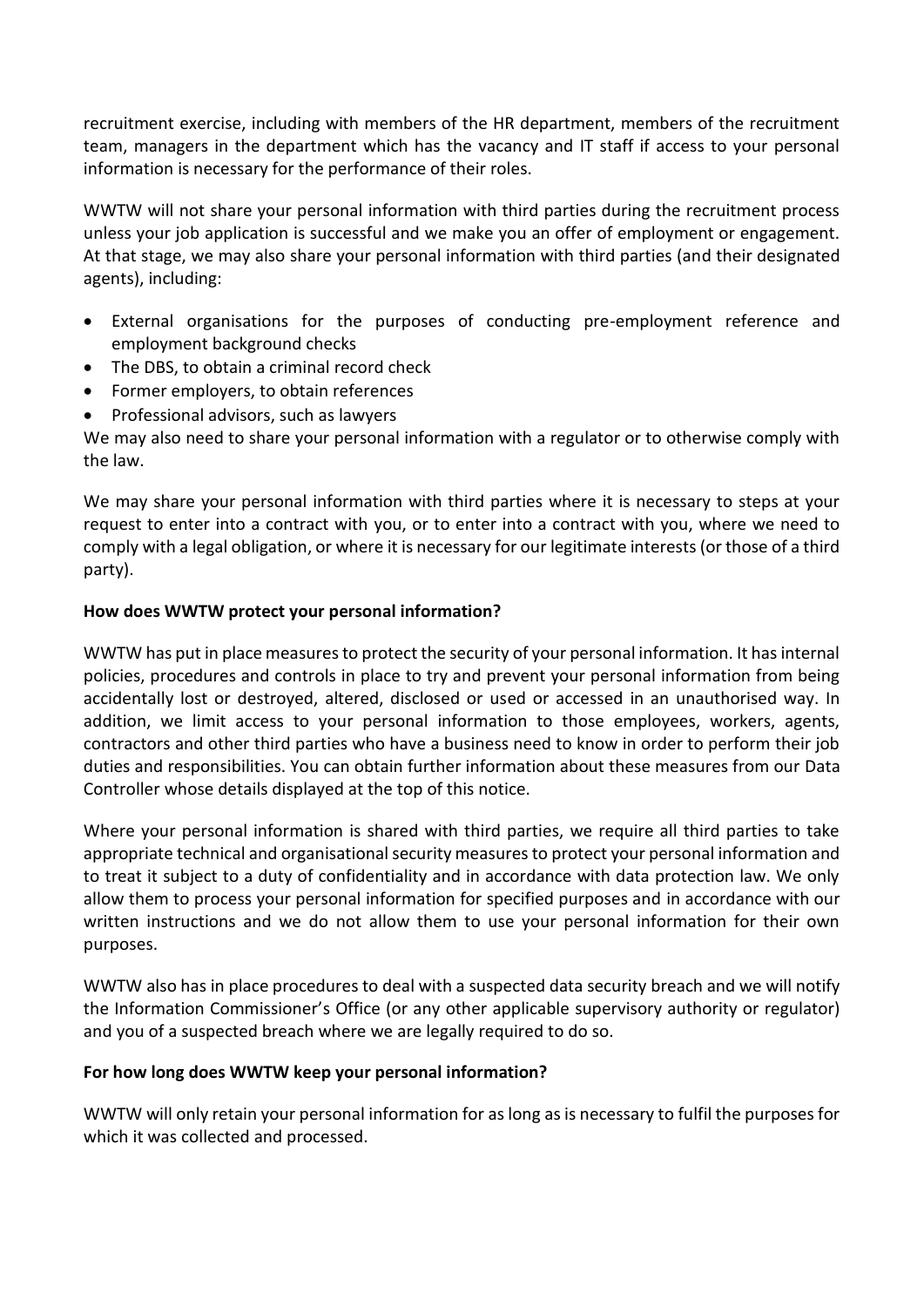recruitment exercise, including with members of the HR department, members of the recruitment team, managers in the department which has the vacancy and IT staff if access to your personal information is necessary for the performance of their roles.

WWTW will not share your personal information with third parties during the recruitment process unless your job application is successful and we make you an offer of employment or engagement. At that stage, we may also share your personal information with third parties (and their designated agents), including:

- External organisations for the purposes of conducting pre-employment reference and employment background checks
- The DBS, to obtain a criminal record check
- Former employers, to obtain references
- Professional advisors, such as lawyers

We may also need to share your personal information with a regulator or to otherwise comply with the law.

We may share your personal information with third parties where it is necessary to steps at your request to enter into a contract with you, or to enter into a contract with you, where we need to comply with a legal obligation, or where it is necessary for our legitimate interests (or those of a third party).

**How does WWTW protect your personal information?**

WWTW has put in place measures to protect the security of your personal information. It has internal policies, procedures and controls in place to try and prevent your personal information from being accidentally lost or destroyed, altered, disclosed or used or accessed in an unauthorised way. In addition, we limit access to your personal information to those employees, workers, agents, contractors and other third parties who have a business need to know in order to perform their job duties and responsibilities. You can obtain further information about these measures from our Data Controller whose details displayed at the top of this notice.

Where your personal information is shared with third parties, we require all third parties to take appropriate technical and organisational security measures to protect your personal information and to treat it subject to a duty of confidentiality and in accordance with data protection law. We only allow them to process your personal information for specified purposes and in accordance with our written instructions and we do not allow them to use your personal information for their own purposes.

WWTW also has in place procedures to deal with a suspected data security breach and we will notify the Information Commissioner's Office (or any other applicable supervisory authority or regulator) and you of a suspected breach where we are legally required to do so.

**For how long does WWTW keep your personal information?**

WWTW will only retain your personal information for as long as is necessary to fulfil the purposes for which it was collected and processed.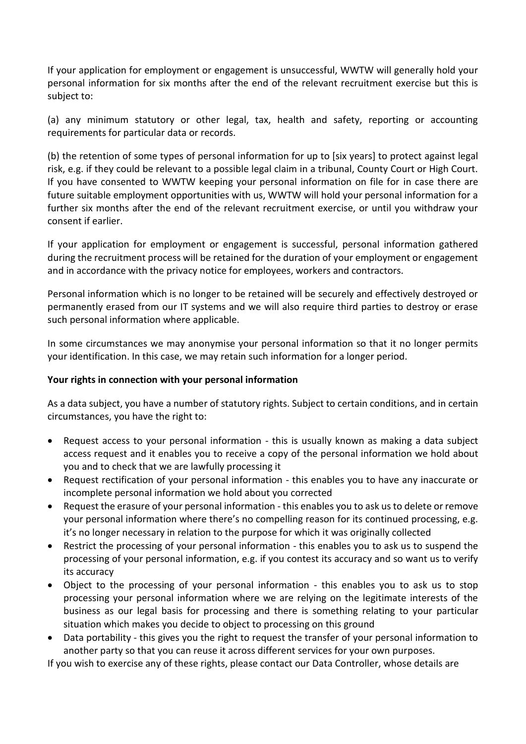If your application for employment or engagement is unsuccessful, WWTW will generally hold your personal information for six months after the end of the relevant recruitment exercise but this is subject to:

(a) any minimum statutory or other legal, tax, health and safety, reporting or accounting requirements for particular data or records.

(b) the retention of some types of personal information for up to [six years] to protect against legal risk, e.g. if they could be relevant to a possible legal claim in a tribunal, County Court or High Court. If you have consented to WWTW keeping your personal information on file for in case there are future suitable employment opportunities with us, WWTW will hold your personal information for a further six months after the end of the relevant recruitment exercise, or until you withdraw your consent if earlier.

If your application for employment or engagement is successful, personal information gathered during the recruitment process will be retained for the duration of your employment or engagement and in accordance with the privacy notice for employees, workers and contractors.

Personal information which is no longer to be retained will be securely and effectively destroyed or permanently erased from our IT systems and we will also require third parties to destroy or erase such personal information where applicable.

In some circumstances we may anonymise your personal information so that it no longer permits your identification. In this case, we may retain such information for a longer period.

**Your rights in connection with your personal information**

As a data subject, you have a number of statutory rights. Subject to certain conditions, and in certain circumstances, you have the right to:

- Request access to your personal information - this is usually known as making a data subject access request and it enables you to receive a copy of the personal information we hold about you and to check that we are lawfully processing it
- Request rectification of your personal information - this enables you to have any inaccurate or incomplete personal information we hold about you corrected
- Request the erasure of your personal information - this enables you to ask us to delete or remove your personal information where there's no compelling reason for its continued processing, e.g. it's no longer necessary in relation to the purpose for which it was originally collected
- Restrict the processing of your personal information - this enables you to ask us to suspend the processing of your personal information, e.g. if you contest its accuracy and so want us to verify its accuracy
- Object to the processing of your personal information - this enables you to ask us to stop processing your personal information where we are relying on the legitimate interests of the business as our legal basis for processing and there is something relating to your particular situation which makes you decide to object to processing on this ground
- Data portability - this gives you the right to request the transfer of your personal information to another party so that you can reuse it across different services for your own purposes.

If you wish to exercise any of these rights, please contact our Data Controller, whose details are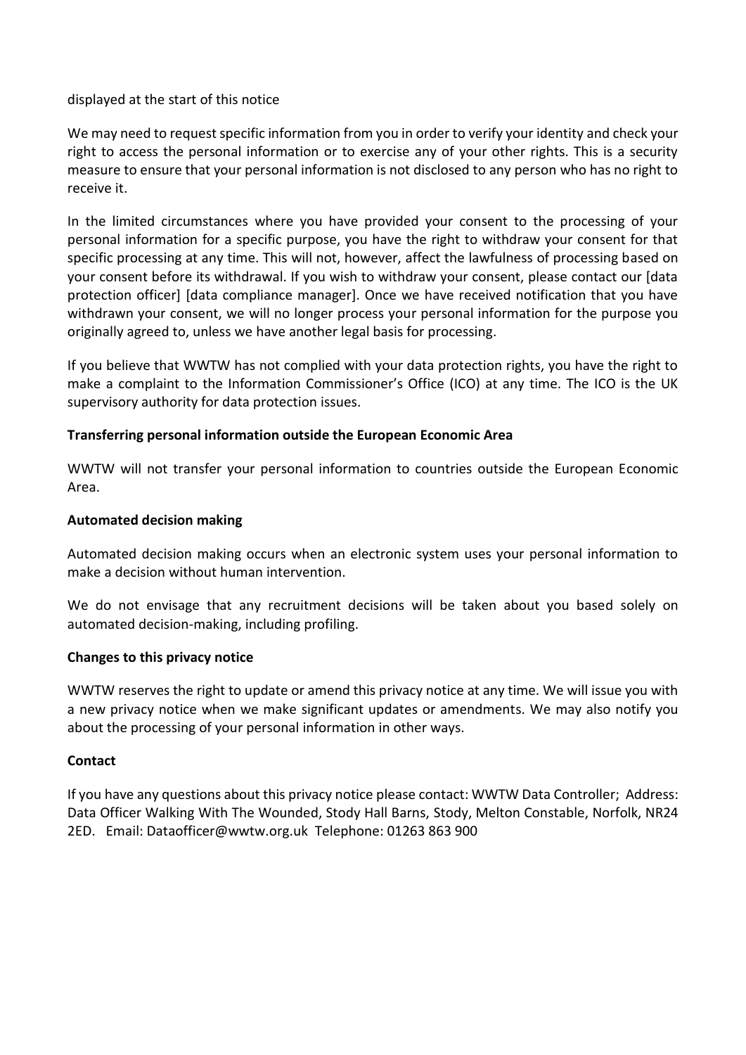displayed at the start of this notice

We may need to request specific information from you in order to verify your identity and check your right to access the personal information or to exercise any of your other rights. This is a security measure to ensure that your personal information is not disclosed to any person who has no right to receive it.

In the limited circumstances where you have provided your consent to the processing of your personal information for a specific purpose, you have the right to withdraw your consent for that specific processing at any time. This will not, however, affect the lawfulness of processing based on your consent before its withdrawal. If you wish to withdraw your consent, please contact our [data protection officer] [data compliance manager]. Once we have received notification that you have withdrawn your consent, we will no longer process your personal information for the purpose you originally agreed to, unless we have another legal basis for processing.

If you believe that WWTW has not complied with your data protection rights, you have the right to make a complaint to the Information Commissioner's Office (ICO) at any time. The ICO is the UK supervisory authority for data protection issues.

**Transferring personal information outside the European Economic Area**

WWTW will not transfer your personal information to countries outside the European Economic Area.

**Automated decision making**

Automated decision making occurs when an electronic system uses your personal information to make a decision without human intervention.

We do not envisage that any recruitment decisions will be taken about you based solely on automated decision-making, including profiling.

**Changes to this privacy notice**

WWTW reserves the right to update or amend this privacy notice at any time. We will issue you with a new privacy notice when we make significant updates or amendments. We may also notify you about the processing of your personal information in other ways.

**Contact**

If you have any questions about this privacy notice please contact: WWTW Data Controller; Address: Data Officer Walking With The Wounded, Stody Hall Barns, Stody, Melton Constable, Norfolk, NR24 2ED. Email: Dataofficer@wwtw.org.uk Telephone: 01263 863 900